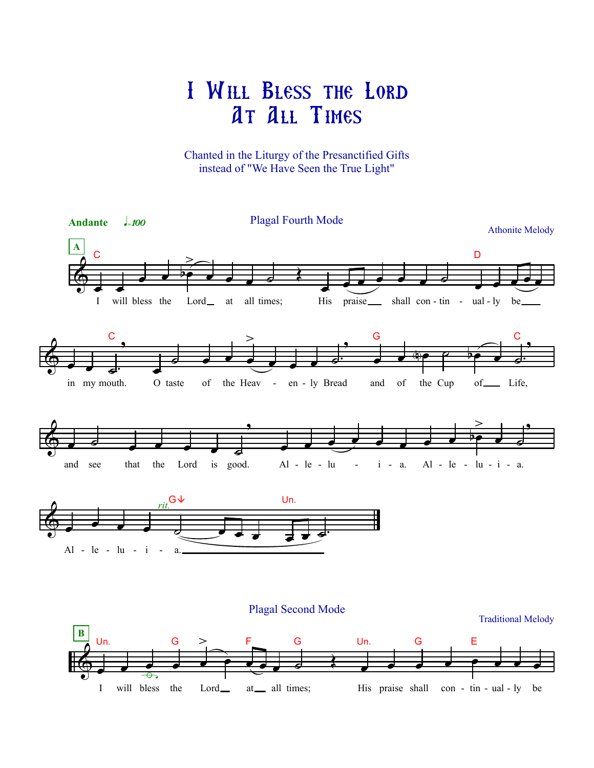# I Will Bless the Lord At All Times

Chanted in the Liturgy of the Presanctified Gifts
instead of "We Have Seen the True Light"

**Andante** ♩=100

Plagal Fourth Mode

Athonite Melody

**A**

I will bless the Lord at all times; His praise shall con-tin-ual-ly be in my mouth. O taste of the Heav-en-ly Bread and of the Cup of Life, and see that the Lord is good. Al-le-lu-i-a. Al-le-lu-i-a. Al-le-lu-i-a.

Plagal Second Mode

Traditional Melody

**B**

I will bless the Lord at all times; His praise shall con-tin-ual-ly be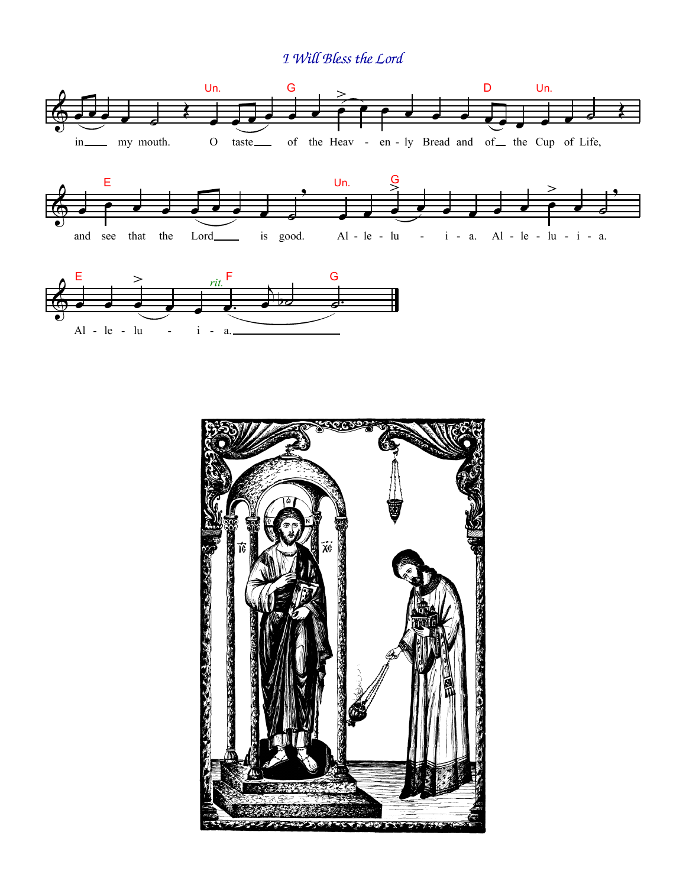*I Will Bless the Lord*

in my mouth. O taste of the Heav - en - ly Bread and of the Cup of Life,

and see that the Lord is good. Al - le - lu - i - a. Al - le - lu - i - a.

Al - le - lu - i - a.